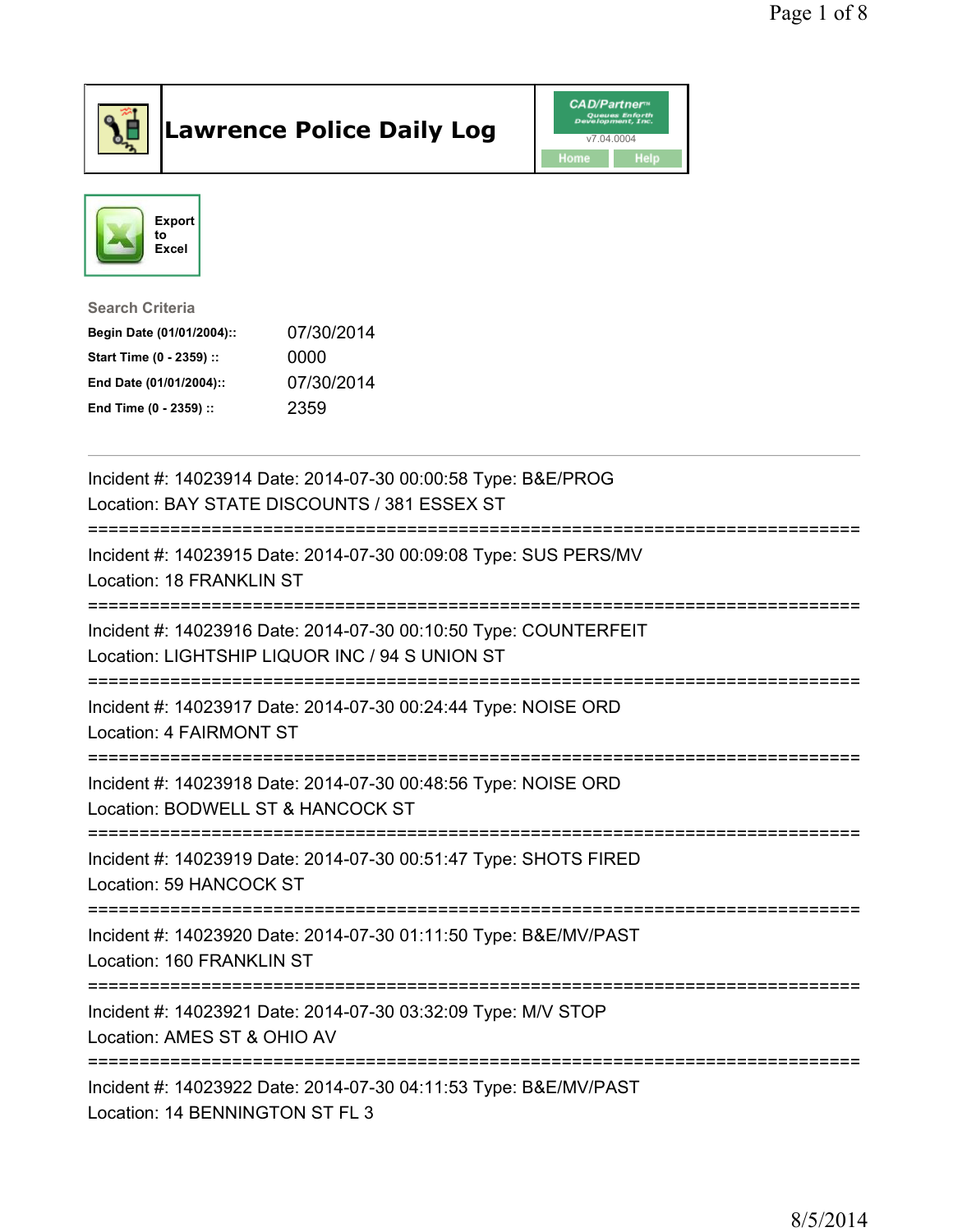# Lawrence Police Daily Log

CAD/Partner™ v7.04.0004

Home | Help

Export to Excel

**Search Criteria**

| | |
|---|---|
| **Begin Date (01/01/2004)::** | 07/30/2014 |
| **Start Time (0 - 2359) ::** | 0000 |
| **End Date (01/01/2004)::** | 07/30/2014 |
| **End Time (0 - 2359) ::** | 2359 |

---

Incident #: 14023914 Date: 2014-07-30 00:00:58 Type: B&E/PROG
Location: BAY STATE DISCOUNTS / 381 ESSEX ST

===========================================================================

Incident #: 14023915 Date: 2014-07-30 00:09:08 Type: SUS PERS/MV
Location: 18 FRANKLIN ST

===========================================================================

Incident #: 14023916 Date: 2014-07-30 00:10:50 Type: COUNTERFEIT
Location: LIGHTSHIP LIQUOR INC / 94 S UNION ST

===========================================================================

Incident #: 14023917 Date: 2014-07-30 00:24:44 Type: NOISE ORD
Location: 4 FAIRMONT ST

===========================================================================

Incident #: 14023918 Date: 2014-07-30 00:48:56 Type: NOISE ORD
Location: BODWELL ST & HANCOCK ST

===========================================================================

Incident #: 14023919 Date: 2014-07-30 00:51:47 Type: SHOTS FIRED
Location: 59 HANCOCK ST

===========================================================================

Incident #: 14023920 Date: 2014-07-30 01:11:50 Type: B&E/MV/PAST
Location: 160 FRANKLIN ST

===========================================================================

Incident #: 14023921 Date: 2014-07-30 03:32:09 Type: M/V STOP
Location: AMES ST & OHIO AV

===========================================================================

Incident #: 14023922 Date: 2014-07-30 04:11:53 Type: B&E/MV/PAST
Location: 14 BENNINGTON ST FL 3

8/5/2014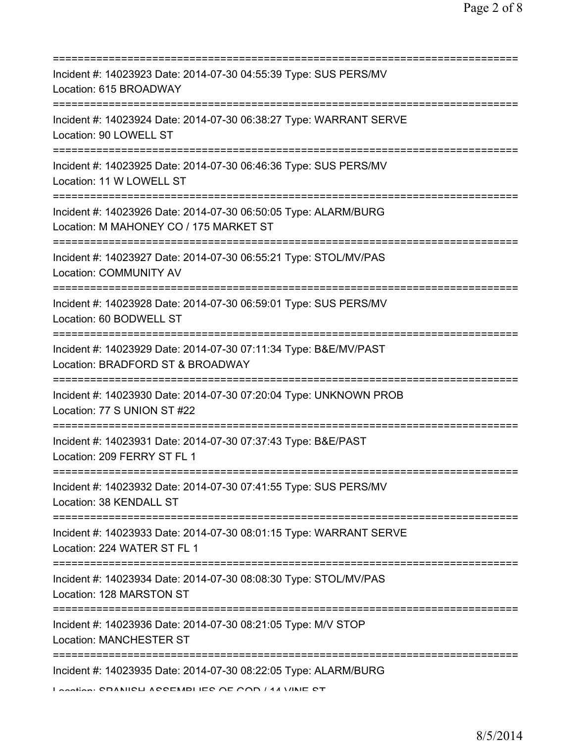===========================================================================

Incident #: 14023923 Date: 2014-07-30 04:55:39 Type: SUS PERS/MV
Location: 615 BROADWAY

===========================================================================

Incident #: 14023924 Date: 2014-07-30 06:38:27 Type: WARRANT SERVE
Location: 90 LOWELL ST

===========================================================================

Incident #: 14023925 Date: 2014-07-30 06:46:36 Type: SUS PERS/MV
Location: 11 W LOWELL ST

===========================================================================

Incident #: 14023926 Date: 2014-07-30 06:50:05 Type: ALARM/BURG
Location: M MAHONEY CO / 175 MARKET ST

===========================================================================

Incident #: 14023927 Date: 2014-07-30 06:55:21 Type: STOL/MV/PAS
Location: COMMUNITY AV

===========================================================================

Incident #: 14023928 Date: 2014-07-30 06:59:01 Type: SUS PERS/MV
Location: 60 BODWELL ST

===========================================================================

Incident #: 14023929 Date: 2014-07-30 07:11:34 Type: B&E/MV/PAST
Location: BRADFORD ST & BROADWAY

===========================================================================

Incident #: 14023930 Date: 2014-07-30 07:20:04 Type: UNKNOWN PROB
Location: 77 S UNION ST #22

===========================================================================

Incident #: 14023931 Date: 2014-07-30 07:37:43 Type: B&E/PAST
Location: 209 FERRY ST FL 1

===========================================================================

Incident #: 14023932 Date: 2014-07-30 07:41:55 Type: SUS PERS/MV
Location: 38 KENDALL ST

===========================================================================

Incident #: 14023933 Date: 2014-07-30 08:01:15 Type: WARRANT SERVE
Location: 224 WATER ST FL 1

===========================================================================

Incident #: 14023934 Date: 2014-07-30 08:08:30 Type: STOL/MV/PAS
Location: 128 MARSTON ST

===========================================================================

Incident #: 14023936 Date: 2014-07-30 08:21:05 Type: M/V STOP
Location: MANCHESTER ST

===========================================================================

Incident #: 14023935 Date: 2014-07-30 08:22:05 Type: ALARM/BURG
Location: SPANISH ASSEMBLIES OF GOD / 14 VINE ST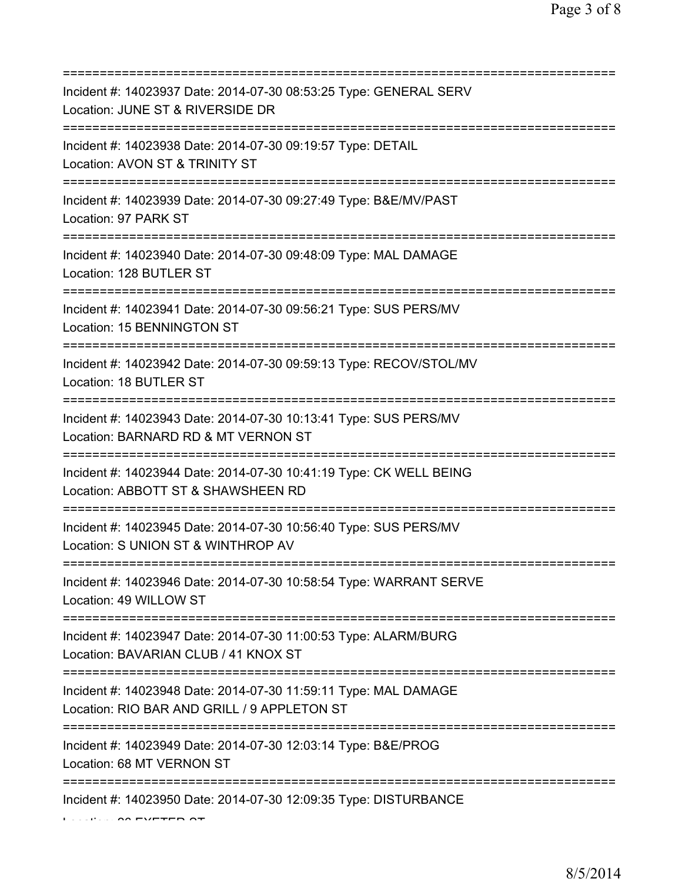===========================================================================
Incident #: 14023937 Date: 2014-07-30 08:53:25 Type: GENERAL SERV
Location: JUNE ST & RIVERSIDE DR
===========================================================================
Incident #: 14023938 Date: 2014-07-30 09:19:57 Type: DETAIL
Location: AVON ST & TRINITY ST
===========================================================================
Incident #: 14023939 Date: 2014-07-30 09:27:49 Type: B&E/MV/PAST
Location: 97 PARK ST
===========================================================================
Incident #: 14023940 Date: 2014-07-30 09:48:09 Type: MAL DAMAGE
Location: 128 BUTLER ST
===========================================================================
Incident #: 14023941 Date: 2014-07-30 09:56:21 Type: SUS PERS/MV
Location: 15 BENNINGTON ST
===========================================================================
Incident #: 14023942 Date: 2014-07-30 09:59:13 Type: RECOV/STOL/MV
Location: 18 BUTLER ST
===========================================================================
Incident #: 14023943 Date: 2014-07-30 10:13:41 Type: SUS PERS/MV
Location: BARNARD RD & MT VERNON ST
===========================================================================
Incident #: 14023944 Date: 2014-07-30 10:41:19 Type: CK WELL BEING
Location: ABBOTT ST & SHAWSHEEN RD
===========================================================================
Incident #: 14023945 Date: 2014-07-30 10:56:40 Type: SUS PERS/MV
Location: S UNION ST & WINTHROP AV
===========================================================================
Incident #: 14023946 Date: 2014-07-30 10:58:54 Type: WARRANT SERVE
Location: 49 WILLOW ST
===========================================================================
Incident #: 14023947 Date: 2014-07-30 11:00:53 Type: ALARM/BURG
Location: BAVARIAN CLUB / 41 KNOX ST
===========================================================================
Incident #: 14023948 Date: 2014-07-30 11:59:11 Type: MAL DAMAGE
Location: RIO BAR AND GRILL / 9 APPLETON ST
===========================================================================
Incident #: 14023949 Date: 2014-07-30 12:03:14 Type: B&E/PROG
Location: 68 MT VERNON ST
===========================================================================
Incident #: 14023950 Date: 2014-07-30 12:09:35 Type: DISTURBANCE
Location: 26 EXETER ST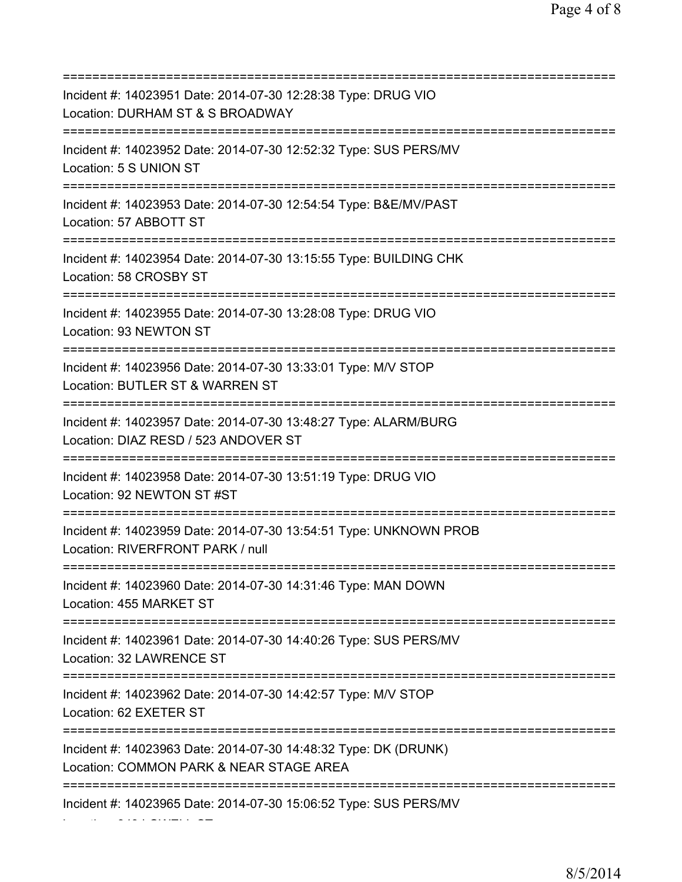==============================================================================
Incident #: 14023951 Date: 2014-07-30 12:28:38 Type: DRUG VIO
Location: DURHAM ST & S BROADWAY
==============================================================================
Incident #: 14023952 Date: 2014-07-30 12:52:32 Type: SUS PERS/MV
Location: 5 S UNION ST
==============================================================================
Incident #: 14023953 Date: 2014-07-30 12:54:54 Type: B&E/MV/PAST
Location: 57 ABBOTT ST
==============================================================================
Incident #: 14023954 Date: 2014-07-30 13:15:55 Type: BUILDING CHK
Location: 58 CROSBY ST
==============================================================================
Incident #: 14023955 Date: 2014-07-30 13:28:08 Type: DRUG VIO
Location: 93 NEWTON ST
==============================================================================
Incident #: 14023956 Date: 2014-07-30 13:33:01 Type: M/V STOP
Location: BUTLER ST & WARREN ST
==============================================================================
Incident #: 14023957 Date: 2014-07-30 13:48:27 Type: ALARM/BURG
Location: DIAZ RESD / 523 ANDOVER ST
==============================================================================
Incident #: 14023958 Date: 2014-07-30 13:51:19 Type: DRUG VIO
Location: 92 NEWTON ST #ST
==============================================================================
Incident #: 14023959 Date: 2014-07-30 13:54:51 Type: UNKNOWN PROB
Location: RIVERFRONT PARK / null
==============================================================================
Incident #: 14023960 Date: 2014-07-30 14:31:46 Type: MAN DOWN
Location: 455 MARKET ST
==============================================================================
Incident #: 14023961 Date: 2014-07-30 14:40:26 Type: SUS PERS/MV
Location: 32 LAWRENCE ST
==============================================================================
Incident #: 14023962 Date: 2014-07-30 14:42:57 Type: M/V STOP
Location: 62 EXETER ST
==============================================================================
Incident #: 14023963 Date: 2014-07-30 14:48:32 Type: DK (DRUNK)
Location: COMMON PARK & NEAR STAGE AREA
==============================================================================
Incident #: 14023965 Date: 2014-07-30 15:06:52 Type: SUS PERS/MV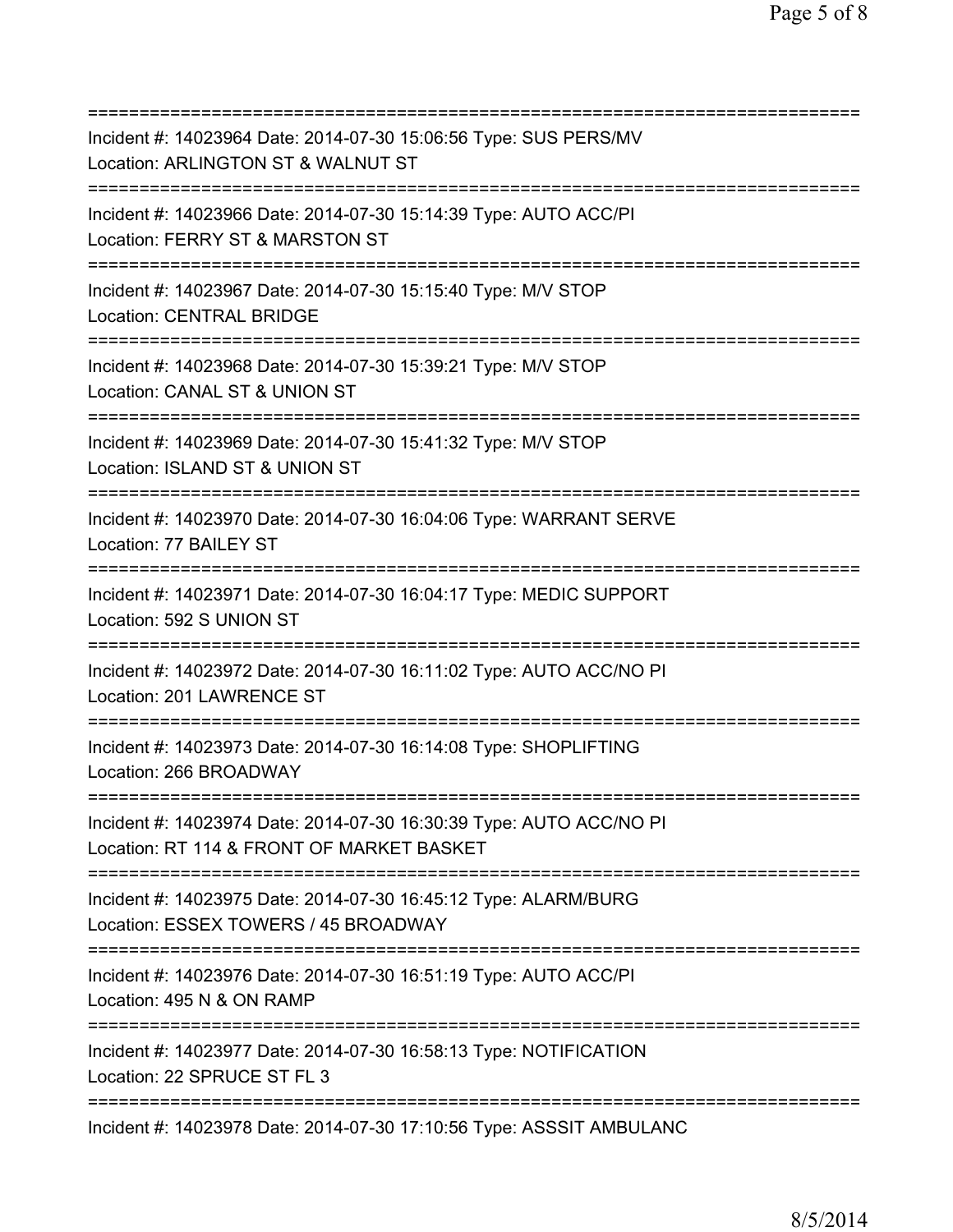===========================================================================
Incident #: 14023964 Date: 2014-07-30 15:06:56 Type: SUS PERS/MV
Location: ARLINGTON ST & WALNUT ST
===========================================================================
Incident #: 14023966 Date: 2014-07-30 15:14:39 Type: AUTO ACC/PI
Location: FERRY ST & MARSTON ST
===========================================================================
Incident #: 14023967 Date: 2014-07-30 15:15:40 Type: M/V STOP
Location: CENTRAL BRIDGE
===========================================================================
Incident #: 14023968 Date: 2014-07-30 15:39:21 Type: M/V STOP
Location: CANAL ST & UNION ST
===========================================================================
Incident #: 14023969 Date: 2014-07-30 15:41:32 Type: M/V STOP
Location: ISLAND ST & UNION ST
===========================================================================
Incident #: 14023970 Date: 2014-07-30 16:04:06 Type: WARRANT SERVE
Location: 77 BAILEY ST
===========================================================================
Incident #: 14023971 Date: 2014-07-30 16:04:17 Type: MEDIC SUPPORT
Location: 592 S UNION ST
===========================================================================
Incident #: 14023972 Date: 2014-07-30 16:11:02 Type: AUTO ACC/NO PI
Location: 201 LAWRENCE ST
===========================================================================
Incident #: 14023973 Date: 2014-07-30 16:14:08 Type: SHOPLIFTING
Location: 266 BROADWAY
===========================================================================
Incident #: 14023974 Date: 2014-07-30 16:30:39 Type: AUTO ACC/NO PI
Location: RT 114 & FRONT OF MARKET BASKET
===========================================================================
Incident #: 14023975 Date: 2014-07-30 16:45:12 Type: ALARM/BURG
Location: ESSEX TOWERS / 45 BROADWAY
===========================================================================
Incident #: 14023976 Date: 2014-07-30 16:51:19 Type: AUTO ACC/PI
Location: 495 N & ON RAMP
===========================================================================
Incident #: 14023977 Date: 2014-07-30 16:58:13 Type: NOTIFICATION
Location: 22 SPRUCE ST FL 3
===========================================================================
Incident #: 14023978 Date: 2014-07-30 17:10:56 Type: ASSSIT AMBULANC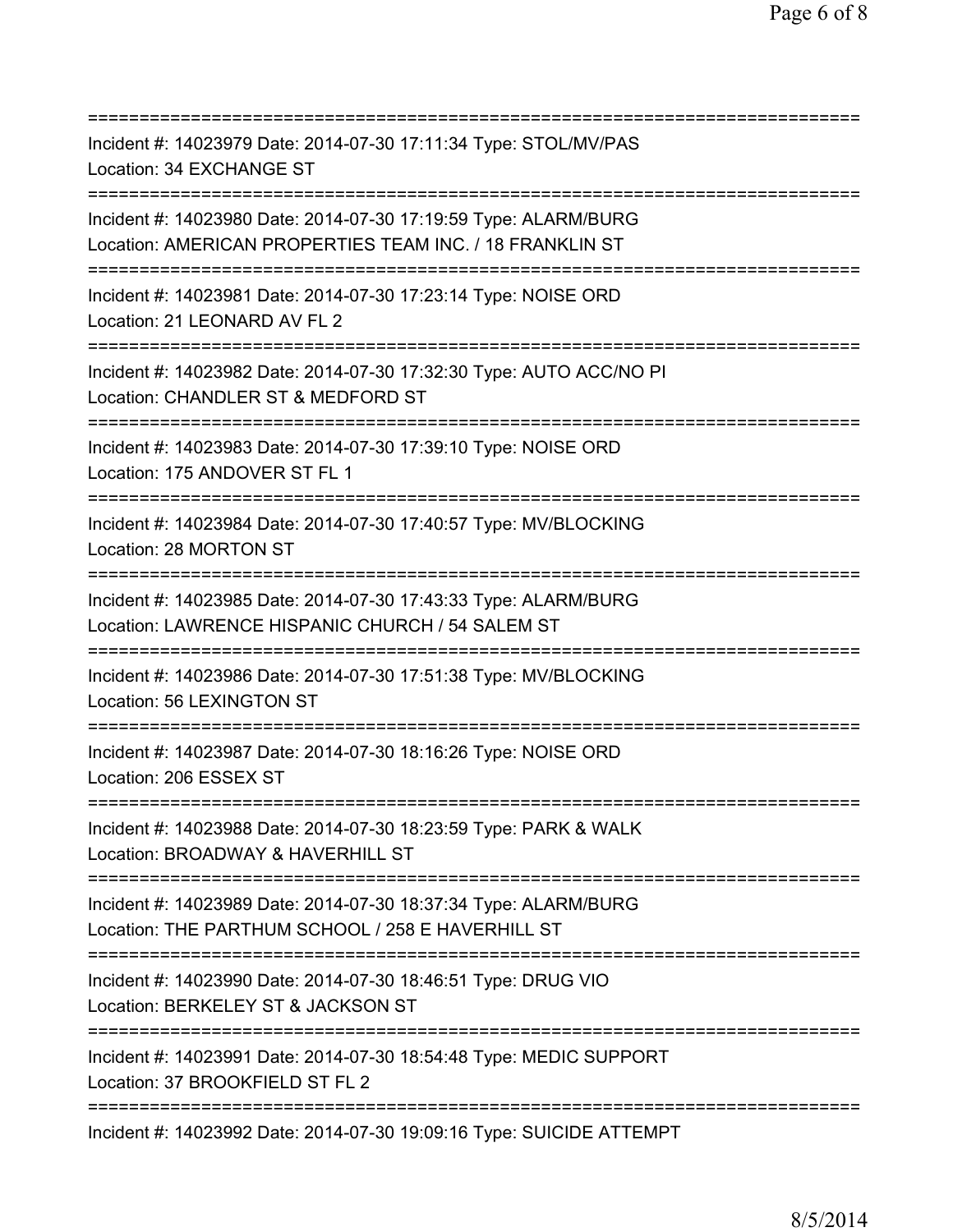===========================================================================
Incident #: 14023979 Date: 2014-07-30 17:11:34 Type: STOL/MV/PAS
Location: 34 EXCHANGE ST
===========================================================================
Incident #: 14023980 Date: 2014-07-30 17:19:59 Type: ALARM/BURG
Location: AMERICAN PROPERTIES TEAM INC. / 18 FRANKLIN ST
===========================================================================
Incident #: 14023981 Date: 2014-07-30 17:23:14 Type: NOISE ORD
Location: 21 LEONARD AV FL 2
===========================================================================
Incident #: 14023982 Date: 2014-07-30 17:32:30 Type: AUTO ACC/NO PI
Location: CHANDLER ST & MEDFORD ST
===========================================================================
Incident #: 14023983 Date: 2014-07-30 17:39:10 Type: NOISE ORD
Location: 175 ANDOVER ST FL 1
===========================================================================
Incident #: 14023984 Date: 2014-07-30 17:40:57 Type: MV/BLOCKING
Location: 28 MORTON ST
===========================================================================
Incident #: 14023985 Date: 2014-07-30 17:43:33 Type: ALARM/BURG
Location: LAWRENCE HISPANIC CHURCH / 54 SALEM ST
===========================================================================
Incident #: 14023986 Date: 2014-07-30 17:51:38 Type: MV/BLOCKING
Location: 56 LEXINGTON ST
===========================================================================
Incident #: 14023987 Date: 2014-07-30 18:16:26 Type: NOISE ORD
Location: 206 ESSEX ST
===========================================================================
Incident #: 14023988 Date: 2014-07-30 18:23:59 Type: PARK & WALK
Location: BROADWAY & HAVERHILL ST
===========================================================================
Incident #: 14023989 Date: 2014-07-30 18:37:34 Type: ALARM/BURG
Location: THE PARTHUM SCHOOL / 258 E HAVERHILL ST
===========================================================================
Incident #: 14023990 Date: 2014-07-30 18:46:51 Type: DRUG VIO
Location: BERKELEY ST & JACKSON ST
===========================================================================
Incident #: 14023991 Date: 2014-07-30 18:54:48 Type: MEDIC SUPPORT
Location: 37 BROOKFIELD ST FL 2
===========================================================================
Incident #: 14023992 Date: 2014-07-30 19:09:16 Type: SUICIDE ATTEMPT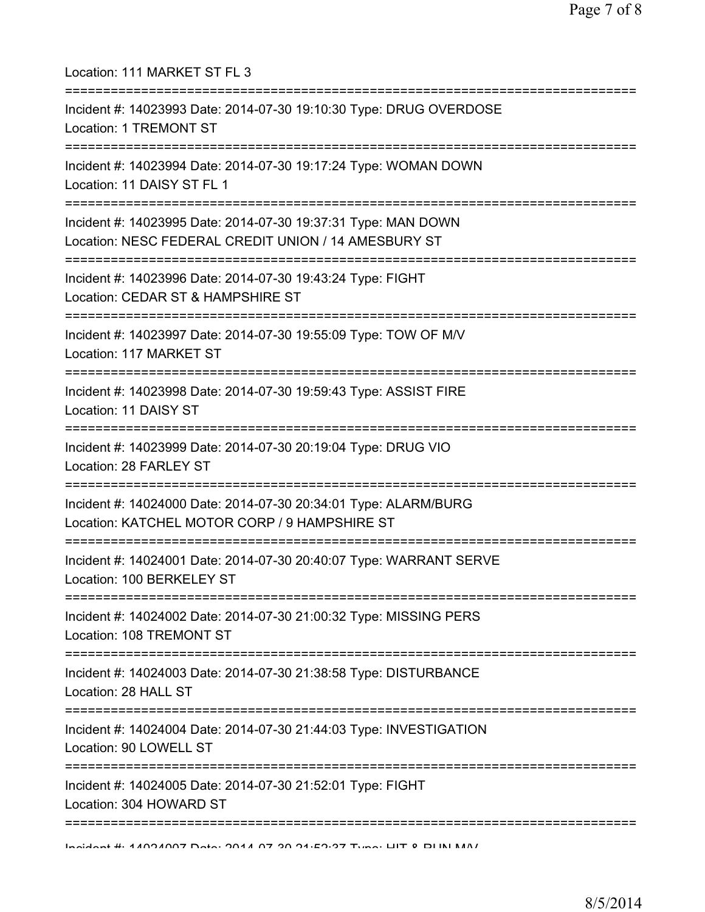Location: 111 MARKET ST FL 3

===========================================================================

Incident #: 14023993 Date: 2014-07-30 19:10:30 Type: DRUG OVERDOSE
Location: 1 TREMONT ST

===========================================================================

Incident #: 14023994 Date: 2014-07-30 19:17:24 Type: WOMAN DOWN
Location: 11 DAISY ST FL 1

===========================================================================

Incident #: 14023995 Date: 2014-07-30 19:37:31 Type: MAN DOWN
Location: NESC FEDERAL CREDIT UNION / 14 AMESBURY ST

===========================================================================

Incident #: 14023996 Date: 2014-07-30 19:43:24 Type: FIGHT
Location: CEDAR ST & HAMPSHIRE ST

===========================================================================

Incident #: 14023997 Date: 2014-07-30 19:55:09 Type: TOW OF M/V
Location: 117 MARKET ST

===========================================================================

Incident #: 14023998 Date: 2014-07-30 19:59:43 Type: ASSIST FIRE
Location: 11 DAISY ST

===========================================================================

Incident #: 14023999 Date: 2014-07-30 20:19:04 Type: DRUG VIO
Location: 28 FARLEY ST

===========================================================================

Incident #: 14024000 Date: 2014-07-30 20:34:01 Type: ALARM/BURG
Location: KATCHEL MOTOR CORP / 9 HAMPSHIRE ST

===========================================================================

Incident #: 14024001 Date: 2014-07-30 20:40:07 Type: WARRANT SERVE
Location: 100 BERKELEY ST

===========================================================================

Incident #: 14024002 Date: 2014-07-30 21:00:32 Type: MISSING PERS
Location: 108 TREMONT ST

===========================================================================

Incident #: 14024003 Date: 2014-07-30 21:38:58 Type: DISTURBANCE
Location: 28 HALL ST

===========================================================================

Incident #: 14024004 Date: 2014-07-30 21:44:03 Type: INVESTIGATION
Location: 90 LOWELL ST

===========================================================================

Incident #: 14024005 Date: 2014-07-30 21:52:01 Type: FIGHT
Location: 304 HOWARD ST

===========================================================================

Incident #: 14024007 Date: 2014-07-30 21:53:37 Type: HIT & RUN M/V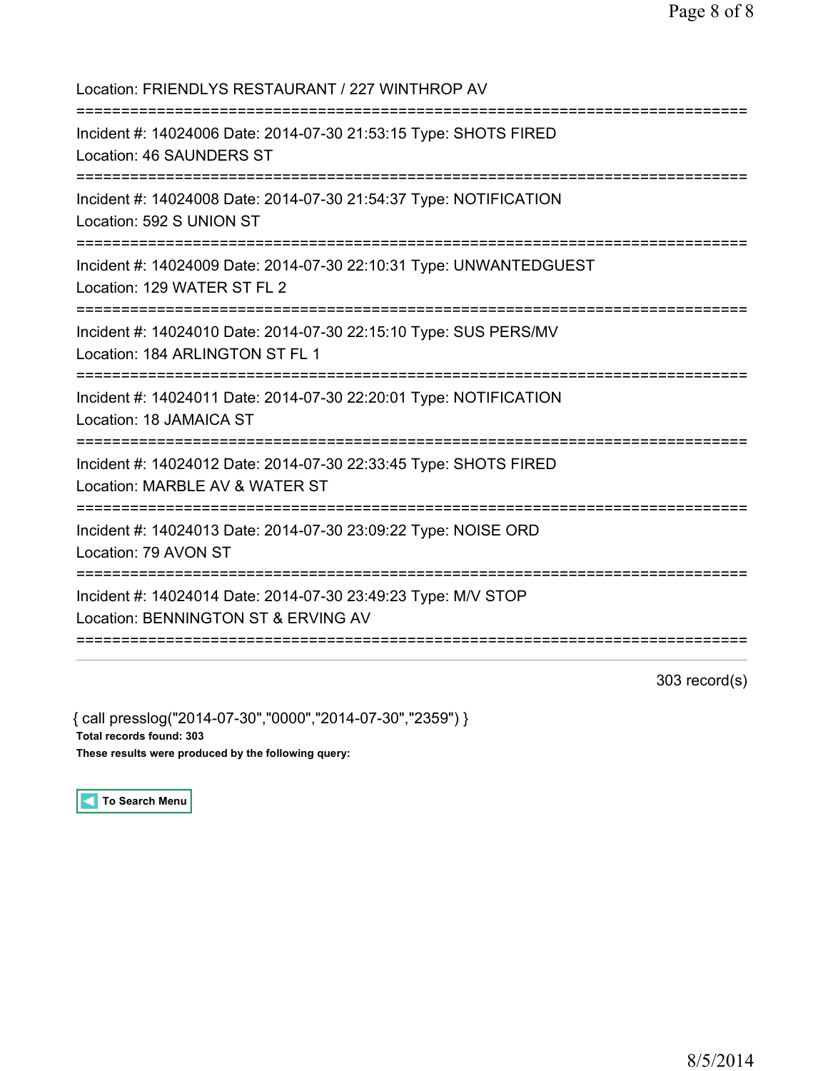Location: FRIENDLYS RESTAURANT / 227 WINTHROP AV

===========================================================================

Incident #: 14024006 Date: 2014-07-30 21:53:15 Type: SHOTS FIRED

Location: 46 SAUNDERS ST

===========================================================================

Incident #: 14024008 Date: 2014-07-30 21:54:37 Type: NOTIFICATION

Location: 592 S UNION ST

===========================================================================

Incident #: 14024009 Date: 2014-07-30 22:10:31 Type: UNWANTEDGUEST

Location: 129 WATER ST FL 2

===========================================================================

Incident #: 14024010 Date: 2014-07-30 22:15:10 Type: SUS PERS/MV

Location: 184 ARLINGTON ST FL 1

===========================================================================

Incident #: 14024011 Date: 2014-07-30 22:20:01 Type: NOTIFICATION

Location: 18 JAMAICA ST

===========================================================================

Incident #: 14024012 Date: 2014-07-30 22:33:45 Type: SHOTS FIRED

Location: MARBLE AV & WATER ST

===========================================================================

Incident #: 14024013 Date: 2014-07-30 23:09:22 Type: NOISE ORD

Location: 79 AVON ST

===========================================================================

Incident #: 14024014 Date: 2014-07-30 23:49:23 Type: M/V STOP

Location: BENNINGTON ST & ERVING AV

===========================================================================

303 record(s)

{ call presslog("2014-07-30","0000","2014-07-30","2359") }

**Total records found: 303**

**These results were produced by the following query:**

To Search Menu